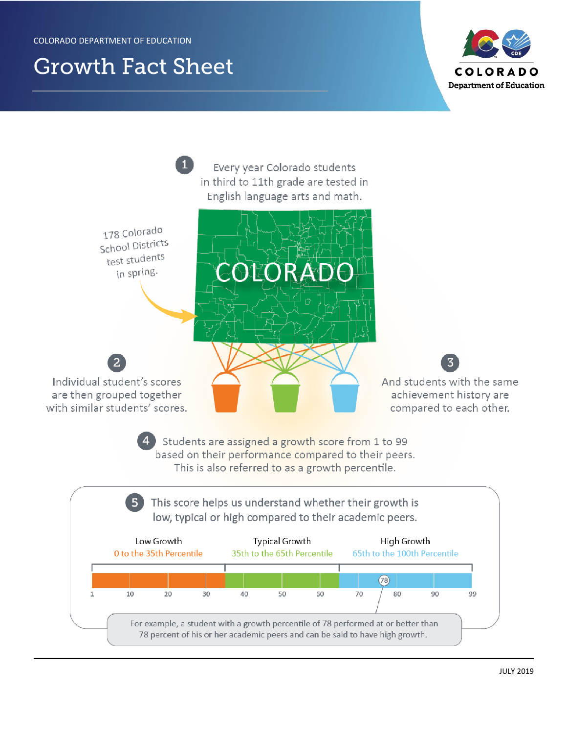COLORADO DEPARTMENT OF EDUCATION

# Growth Fact Sheet

COLORADO Department of Education

1. Every year Colorado students in third to 11th grade are tested in English language arts and math.

178 Colorado School Districts test students in spring.

COLORADO

2. Individual student's scores are then grouped together with similar students' scores.

3. And students with the same achievement history are compared to each other.

4. Students are assigned a growth score from 1 to 99 based on their performance compared to their peers. This is also referred to as a growth percentile.

5. This score helps us understand whether their growth is low, typical or high compared to their academic peers.

| Low Growth | Typical Growth | High Growth |
|---|---|---|
| 0 to the 35th Percentile | 35th to the 65th Percentile | 65th to the 100th Percentile |

1 10 20 30 40 50 60 70 78 80 90 99

For example, a student with a growth percentile of 78 performed at or better than 78 percent of his or her academic peers and can be said to have high growth.

JULY 2019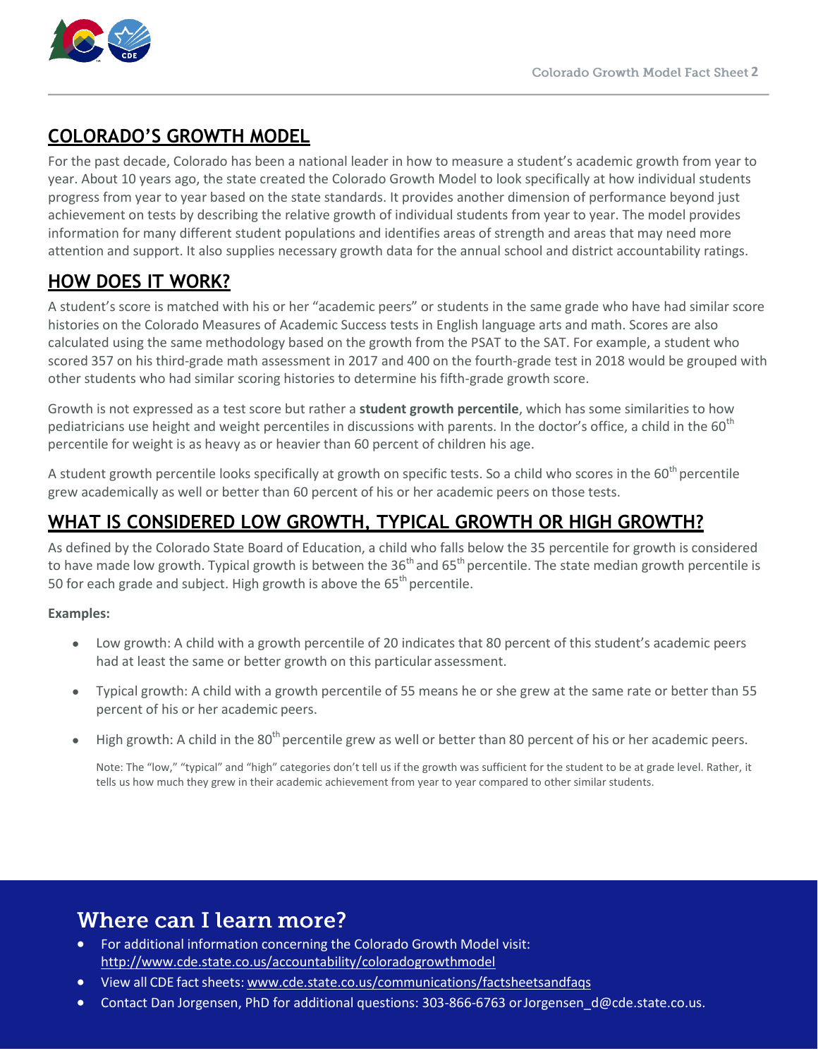## COLORADO'S GROWTH MODEL

For the past decade, Colorado has been a national leader in how to measure a student's academic growth from year to year. About 10 years ago, the state created the Colorado Growth Model to look specifically at how individual students progress from year to year based on the state standards. It provides another dimension of performance beyond just achievement on tests by describing the relative growth of individual students from year to year. The model provides information for many different student populations and identifies areas of strength and areas that may need more attention and support. It also supplies necessary growth data for the annual school and district accountability ratings.

## HOW DOES IT WORK?

A student's score is matched with his or her "academic peers" or students in the same grade who have had similar score histories on the Colorado Measures of Academic Success tests in English language arts and math. Scores are also calculated using the same methodology based on the growth from the PSAT to the SAT. For example, a student who scored 357 on his third-grade math assessment in 2017 and 400 on the fourth-grade test in 2018 would be grouped with other students who had similar scoring histories to determine his fifth-grade growth score.

Growth is not expressed as a test score but rather a **student growth percentile**, which has some similarities to how pediatricians use height and weight percentiles in discussions with parents. In the doctor's office, a child in the 60th percentile for weight is as heavy as or heavier than 60 percent of children his age.

A student growth percentile looks specifically at growth on specific tests. So a child who scores in the 60th percentile grew academically as well or better than 60 percent of his or her academic peers on those tests.

## WHAT IS CONSIDERED LOW GROWTH, TYPICAL GROWTH OR HIGH GROWTH?

As defined by the Colorado State Board of Education, a child who falls below the 35 percentile for growth is considered to have made low growth. Typical growth is between the 36th and 65th percentile. The state median growth percentile is 50 for each grade and subject. High growth is above the 65th percentile.

**Examples:**

- Low growth: A child with a growth percentile of 20 indicates that 80 percent of this student's academic peers had at least the same or better growth on this particular assessment.
- Typical growth: A child with a growth percentile of 55 means he or she grew at the same rate or better than 55 percent of his or her academic peers.
- High growth: A child in the 80th percentile grew as well or better than 80 percent of his or her academic peers.

Note: The "low," "typical" and "high" categories don't tell us if the growth was sufficient for the student to be at grade level. Rather, it tells us how much they grew in their academic achievement from year to year compared to other similar students.

## Where can I learn more?

- For additional information concerning the Colorado Growth Model visit: http://www.cde.state.co.us/accountability/coloradogrowthmodel
- View all CDE fact sheets: www.cde.state.co.us/communications/factsheetsandfaqs
- Contact Dan Jorgensen, PhD for additional questions: 303-866-6763 or Jorgensen_d@cde.state.co.us.